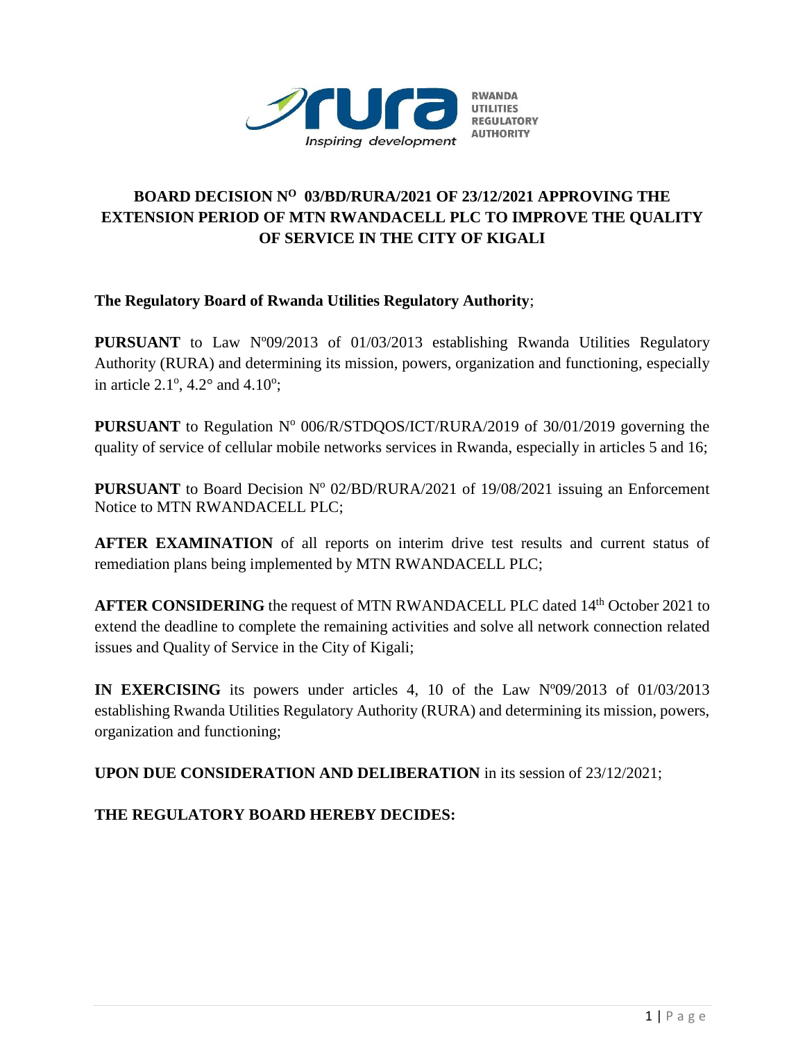RWANDA UTILITIES REGULATORY AUTHORITY

Inspiring development

# BOARD DECISION N$^{O}$ 03/BD/RURA/2021 OF 23/12/2021 APPROVING THE EXTENSION PERIOD OF MTN RWANDACELL PLC TO IMPROVE THE QUALITY OF SERVICE IN THE CITY OF KIGALI

**The Regulatory Board of Rwanda Utilities Regulatory Authority**;

**PURSUANT** to Law Nº09/2013 of 01/03/2013 establishing Rwanda Utilities Regulatory Authority (RURA) and determining its mission, powers, organization and functioning, especially in article 2.1°, 4.2° and 4.10°;

**PURSUANT** to Regulation Nº 006/R/STDQOS/ICT/RURA/2019 of 30/01/2019 governing the quality of service of cellular mobile networks services in Rwanda, especially in articles 5 and 16;

**PURSUANT** to Board Decision Nº 02/BD/RURA/2021 of 19/08/2021 issuing an Enforcement Notice to MTN RWANDACELL PLC;

**AFTER EXAMINATION** of all reports on interim drive test results and current status of remediation plans being implemented by MTN RWANDACELL PLC;

**AFTER CONSIDERING** the request of MTN RWANDACELL PLC dated 14th October 2021 to extend the deadline to complete the remaining activities and solve all network connection related issues and Quality of Service in the City of Kigali;

**IN EXERCISING** its powers under articles 4, 10 of the Law Nº09/2013 of 01/03/2013 establishing Rwanda Utilities Regulatory Authority (RURA) and determining its mission, powers, organization and functioning;

**UPON DUE CONSIDERATION AND DELIBERATION** in its session of 23/12/2021;

**THE REGULATORY BOARD HEREBY DECIDES:**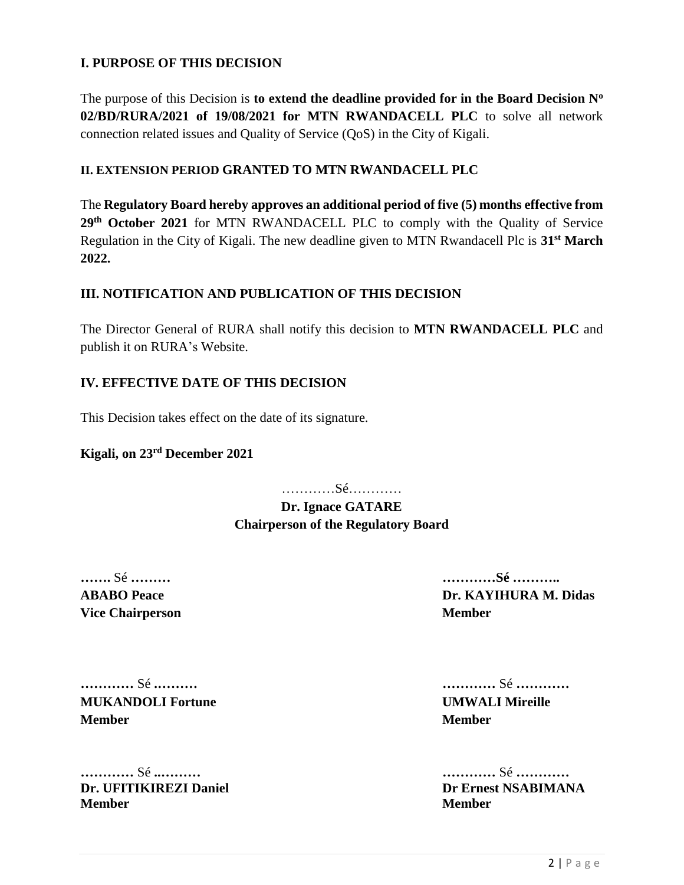## I. PURPOSE OF THIS DECISION

The purpose of this Decision is **to extend the deadline provided for in the Board Decision Nº 02/BD/RURA/2021 of 19/08/2021 for MTN RWANDACELL PLC** to solve all network connection related issues and Quality of Service (QoS) in the City of Kigali.

## II. EXTENSION PERIOD GRANTED TO MTN RWANDACELL PLC

The **Regulatory Board hereby approves an additional period of five (5) months effective from 29th October 2021** for MTN RWANDACELL PLC to comply with the Quality of Service Regulation in the City of Kigali. The new deadline given to MTN Rwandacell Plc is **31st March 2022.**

## III. NOTIFICATION AND PUBLICATION OF THIS DECISION

The Director General of RURA shall notify this decision to **MTN RWANDACELL PLC** and publish it on RURA's Website.

## IV. EFFECTIVE DATE OF THIS DECISION

This Decision takes effect on the date of its signature.

**Kigali, on 23rd December 2021**

…………Sé…………

**Dr. Ignace GATARE**
**Chairperson of the Regulatory Board**

**…….** Sé **………**
**ABABO Peace**
**Vice Chairperson**

**…………Sé ………..**
**Dr. KAYIHURA M. Didas**
**Member**

**…………** Sé **.………**
**MUKANDOLI Fortune**
**Member**

**…………** Sé **…………**
**UMWALI Mireille**
**Member**

**…………** Sé **..………**
**Dr. UFITIKIREZI Daniel**
**Member**

**…………** Sé **…………**
**Dr Ernest NSABIMANA**
**Member**